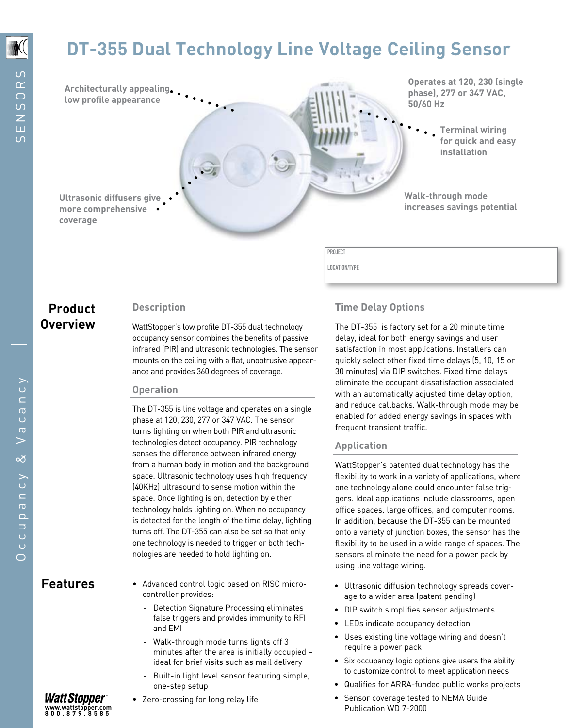# DT-355 Dual Technology Line Voltage Ceiling Sensor

Architecturally appealing, low profile appearance

Operates at 120, 230 (single phase), 277 or 347 VAC, 50/60 Hz

Terminal wiring for quick and easy installation

Ultrasonic diffusers give more comprehensive coverage

Walk-through mode increases savings potential

| PROJECT |
|---|
| LOCATION/TYPE |

## Product Overview

### Description

WattStopper's low profile DT-355 dual technology occupancy sensor combines the benefits of passive infrared (PIR) and ultrasonic technologies. The sensor mounts on the ceiling with a flat, unobtrusive appearance and provides 360 degrees of coverage.

### Operation

The DT-355 is line voltage and operates on a single phase at 120, 230, 277 or 347 VAC. The sensor turns lighting on when both PIR and ultrasonic technologies detect occupancy. PIR technology senses the difference between infrared energy from a human body in motion and the background space. Ultrasonic technology uses high frequency (40KHz) ultrasound to sense motion within the space. Once lighting is on, detection by either technology holds lighting on. When no occupancy is detected for the length of the time delay, lighting turns off. The DT-355 can also be set so that only one technology is needed to trigger or both technologies are needed to hold lighting on.

### Time Delay Options

The DT-355 is factory set for a 20 minute time delay, ideal for both energy savings and user satisfaction in most applications. Installers can quickly select other fixed time delays (5, 10, 15 or 30 minutes) via DIP switches. Fixed time delays eliminate the occupant dissatisfaction associated with an automatically adjusted time delay option, and reduce callbacks. Walk-through mode may be enabled for added energy savings in spaces with frequent transient traffic.

### Application

WattStopper's patented dual technology has the flexibility to work in a variety of applications, where one technology alone could encounter false triggers. Ideal applications include classrooms, open office spaces, large offices, and computer rooms. In addition, because the DT-355 can be mounted onto a variety of junction boxes, the sensor has the flexibility to be used in a wide range of spaces. The sensors eliminate the need for a power pack by using line voltage wiring.

## Features

- Advanced control logic based on RISC microcontroller provides:
  - Detection Signature Processing eliminates false triggers and provides immunity to RFI and EMI
  - Walk-through mode turns lights off 3 minutes after the area is initially occupied – ideal for brief visits such as mail delivery
  - Built-in light level sensor featuring simple, one-step setup
- Zero-crossing for long relay life
- Ultrasonic diffusion technology spreads coverage to a wider area (patent pending)
- DIP switch simplifies sensor adjustments
- LEDs indicate occupancy detection
- Uses existing line voltage wiring and doesn't require a power pack
- Six occupancy logic options give users the ability to customize control to meet application needs
- Qualifies for ARRA-funded public works projects
- Sensor coverage tested to NEMA Guide Publication WD 7-2000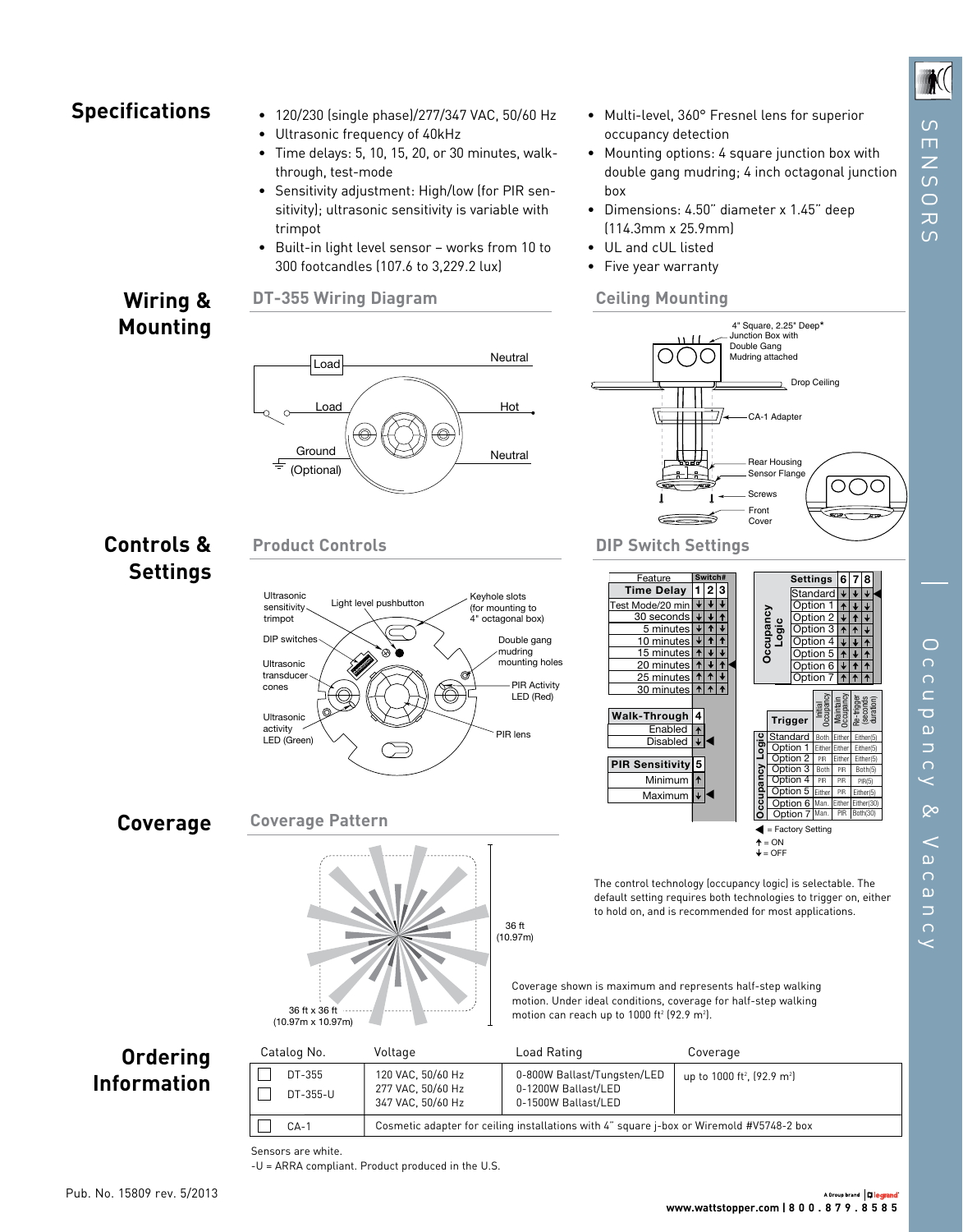## Specifications

- 120/230 (single phase)/277/347 VAC, 50/60 Hz
- Ultrasonic frequency of 40kHz
- Time delays: 5, 10, 15, 20, or 30 minutes, walk-through, test-mode
- Sensitivity adjustment: High/low (for PIR sensitivity); ultrasonic sensitivity is variable with trimpot
- Built-in light level sensor – works from 10 to 300 footcandles (107.6 to 3,229.2 lux)
- Multi-level, 360° Fresnel lens for superior occupancy detection
- Mounting options: 4 square junction box with double gang mudring; 4 inch octagonal junction box
- Dimensions: 4.50" diameter x 1.45" deep (114.3mm x 25.9mm)
- UL and cUL listed
- Five year warranty

## Wiring & Mounting

### DT-355 Wiring Diagram

Load
Neutral
Load
Hot
Ground
(Optional)
Neutral

### Ceiling Mounting

4" Square, 2.25" Deep* Junction Box with Double Gang Mudring attached
Drop Ceiling
CA-1 Adapter
Rear Housing
Sensor Flange
Screws
Front Cover

## Controls & Settings

### Product Controls

Ultrasonic sensitivity trimpot
Light level pushbutton
Keyhole slots (for mounting to 4" octagonal box)
DIP switches
Double gang mudring mounting holes
Ultrasonic transducer cones
PIR Activity LED (Red)
Ultrasonic activity LED (Green)
PIR lens

### DIP Switch Settings

| Time Delay | 1 | 2 | 3 |
|---|---|---|---|
| Test Mode/20 min | ↓ | ↓ | ↓ |
| 30 seconds | ↓ | ↓ | ↑ |
| 5 minutes | ↓ | ↑ | ↓ |
| 10 minutes | ↓ | ↑ | ↑ |
| 15 minutes | ↑ | ↓ | ↓ |
| 20 minutes ◀ | ↑ | ↓ | ↑ |
| 25 minutes | ↑ | ↑ | ↓ |
| 30 minutes | ↑ | ↑ | ↑ |

| Walk-Through | 4 |
|---|---|
| Enabled | ↑ |
| Disabled ◀ | ↓ |

| PIR Sensitivity | 5 |
|---|---|
| Minimum | ↑ |
| Maximum ◀ | ↓ |

| Occupancy Logic Settings | 6 | 7 | 8 |
|---|---|---|---|
| Standard ◀ | ↓ | ↓ | ↓ |
| Option 1 | ↑ | ↓ | ↓ |
| Option 2 | ↓ | ↑ | ↓ |
| Option 3 | ↑ | ↑ | ↓ |
| Option 4 | ↓ | ↓ | ↑ |
| Option 5 | ↑ | ↓ | ↑ |
| Option 6 | ↓ | ↑ | ↑ |
| Option 7 | ↑ | ↑ | ↑ |

| Occupancy Logic Trigger | Initial Occupancy | Maintain Occupancy | Re-trigger (seconds duration) |
|---|---|---|---|
| Standard | Both | Either | Either(5) |
| Option 1 | Either | Either | Either(5) |
| Option 2 | PIR | Either | Either(5) |
| Option 3 | Both | PIR | Both(5) |
| Option 4 | PIR | PIR | PIR(5) |
| Option 5 | Either | PIR | Either(5) |
| Option 6 | Man. | Either | Either(30) |
| Option 7 | Man. | PIR | Both(30) |

◀ = Factory Setting
↑ = ON
↓ = OFF

The control technology (occupancy logic) is selectable. The default setting requires both technologies to trigger on, either to hold on, and is recommended for most applications.

## Coverage

### Coverage Pattern

36 ft (10.97m)
36 ft x 36 ft (10.97m x 10.97m)

Coverage shown is maximum and represents half-step walking motion. Under ideal conditions, coverage for half-step walking motion can reach up to 1000 ft² (92.9 m²).

## Ordering Information

| Catalog No. | Voltage | Load Rating | Coverage |
|---|---|---|---|
| ☐ DT-355<br>☐ DT-355-U | 120 VAC, 50/60 Hz<br>277 VAC, 50/60 Hz<br>347 VAC, 50/60 Hz | 0-800W Ballast/Tungsten/LED<br>0-1200W Ballast/LED<br>0-1500W Ballast/LED | up to 1000 ft², (92.9 m²) |
| ☐ CA-1 | Cosmetic adapter for ceiling installations with 4" square j-box or Wiremold #V5748-2 box | | |

Sensors are white.
-U = ARRA compliant. Product produced in the U.S.

Pub. No. 15809 rev. 5/2013

www.wattstopper.com | 8 0 0 . 8 7 9 . 8 5 8 5